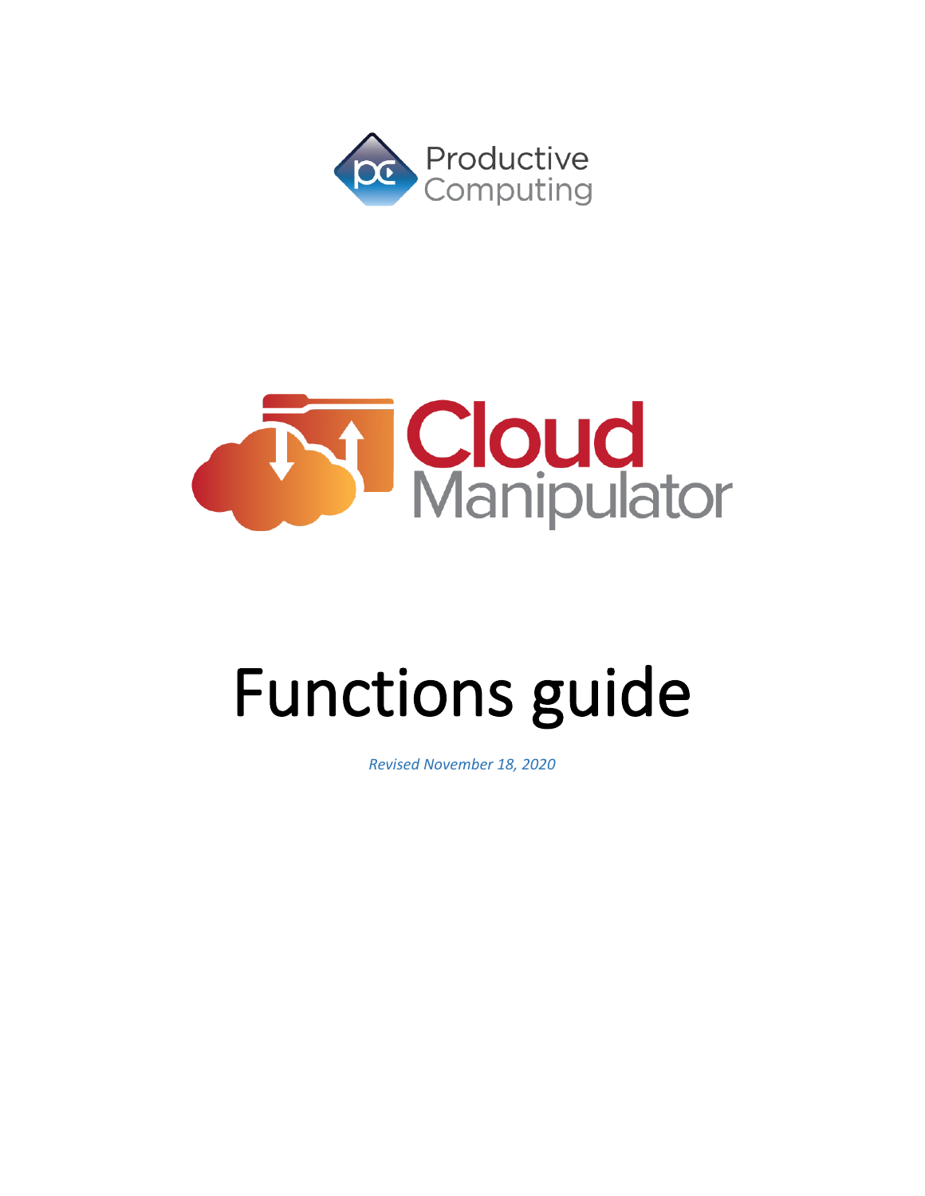Productive Computing

Cloud Manipulator

# Functions guide

*Revised November 18, 2020*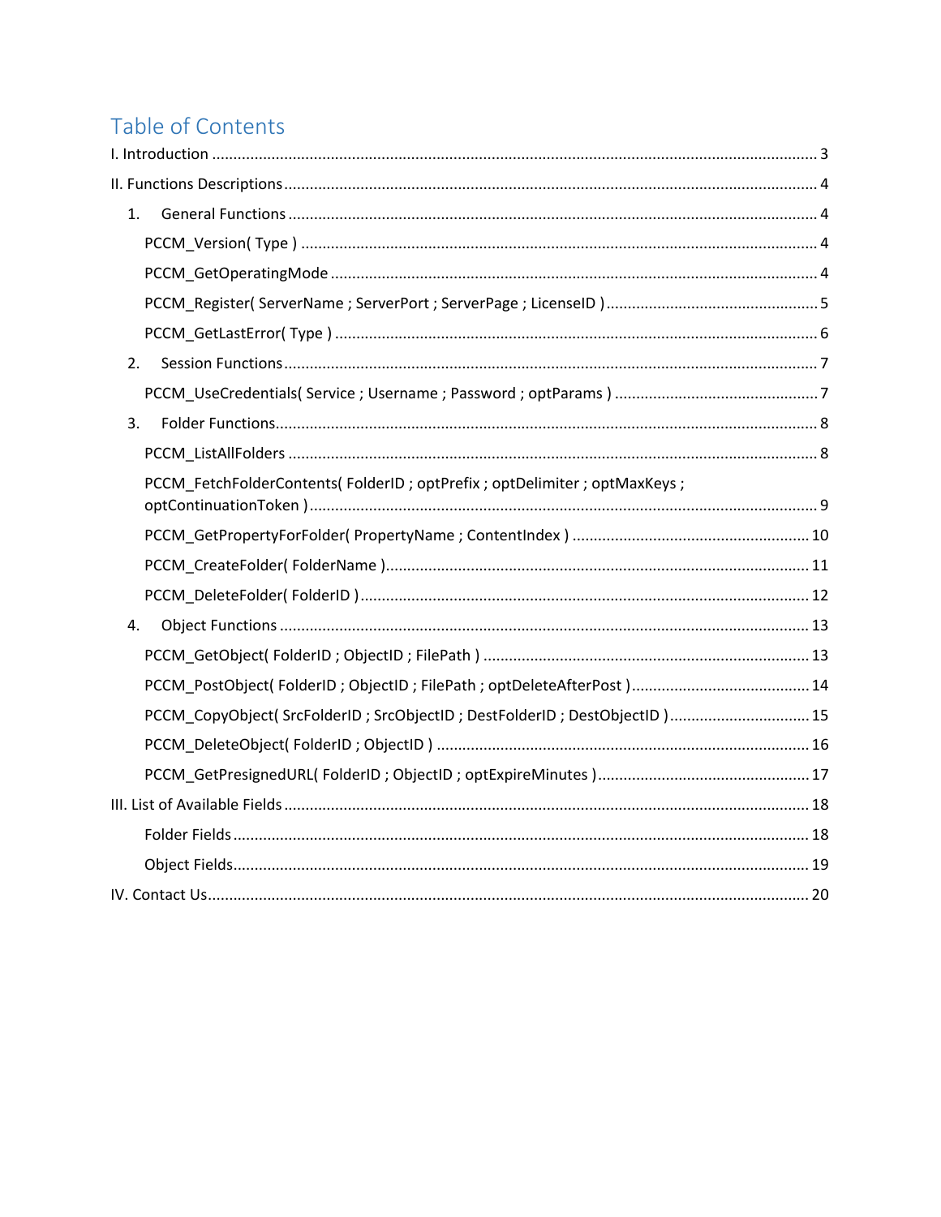# Table of Contents

- I. Introduction ..... 3
- II. Functions Descriptions ..... 4
  - 1. General Functions ..... 4
    - PCCM_Version( Type ) ..... 4
    - PCCM_GetOperatingMode ..... 4
    - PCCM_Register( ServerName ; ServerPort ; ServerPage ; LicenseID ) ..... 5
    - PCCM_GetLastError( Type ) ..... 6
  - 2. Session Functions ..... 7
    - PCCM_UseCredentials( Service ; Username ; Password ; optParams ) ..... 7
  - 3. Folder Functions ..... 8
    - PCCM_ListAllFolders ..... 8
    - PCCM_FetchFolderContents( FolderID ; optPrefix ; optDelimiter ; optMaxKeys ; optContinuationToken ) ..... 9
    - PCCM_GetPropertyForFolder( PropertyName ; ContentIndex ) ..... 10
    - PCCM_CreateFolder( FolderName ) ..... 11
    - PCCM_DeleteFolder( FolderID ) ..... 12
  - 4. Object Functions ..... 13
    - PCCM_GetObject( FolderID ; ObjectID ; FilePath ) ..... 13
    - PCCM_PostObject( FolderID ; ObjectID ; FilePath ; optDeleteAfterPost ) ..... 14
    - PCCM_CopyObject( SrcFolderID ; SrcObjectID ; DestFolderID ; DestObjectID ) ..... 15
    - PCCM_DeleteObject( FolderID ; ObjectID ) ..... 16
    - PCCM_GetPresignedURL( FolderID ; ObjectID ; optExpireMinutes ) ..... 17
- III. List of Available Fields ..... 18
  - Folder Fields ..... 18
  - Object Fields ..... 19
- IV. Contact Us ..... 20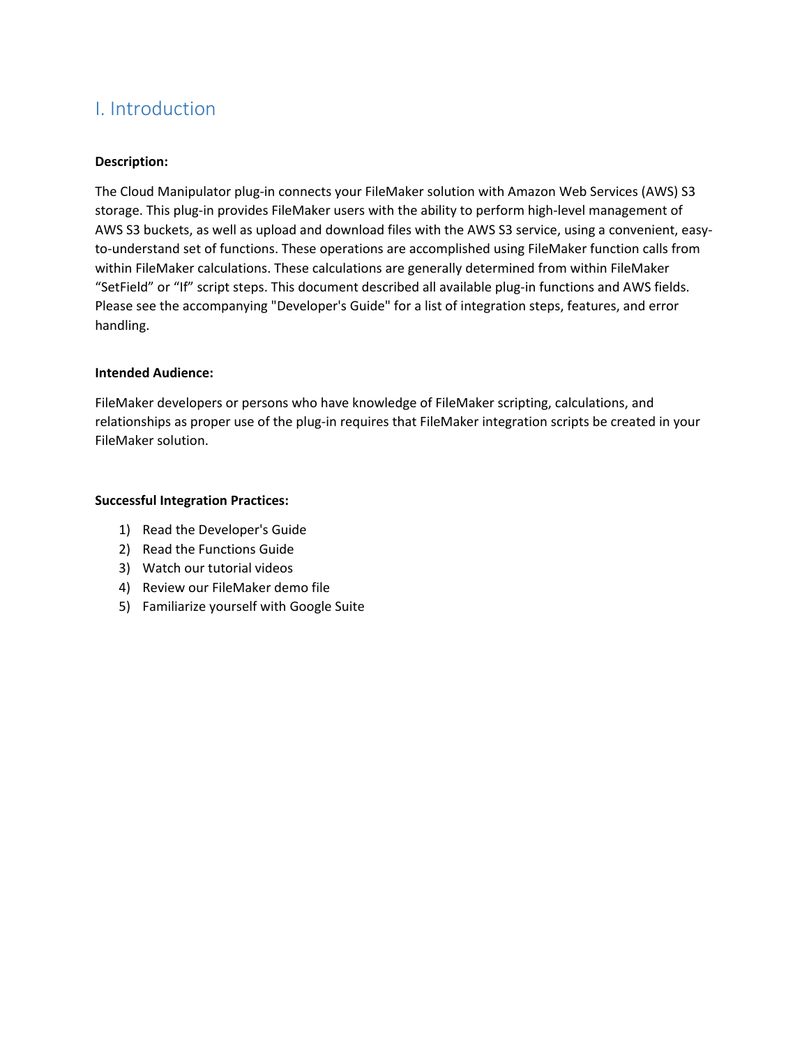## I. Introduction

**Description:**

The Cloud Manipulator plug-in connects your FileMaker solution with Amazon Web Services (AWS) S3 storage. This plug-in provides FileMaker users with the ability to perform high-level management of AWS S3 buckets, as well as upload and download files with the AWS S3 service, using a convenient, easy-to-understand set of functions. These operations are accomplished using FileMaker function calls from within FileMaker calculations. These calculations are generally determined from within FileMaker "SetField" or "If" script steps. This document described all available plug-in functions and AWS fields. Please see the accompanying "Developer's Guide" for a list of integration steps, features, and error handling.

**Intended Audience:**

FileMaker developers or persons who have knowledge of FileMaker scripting, calculations, and relationships as proper use of the plug-in requires that FileMaker integration scripts be created in your FileMaker solution.

**Successful Integration Practices:**

1) Read the Developer's Guide
2) Read the Functions Guide
3) Watch our tutorial videos
4) Review our FileMaker demo file
5) Familiarize yourself with Google Suite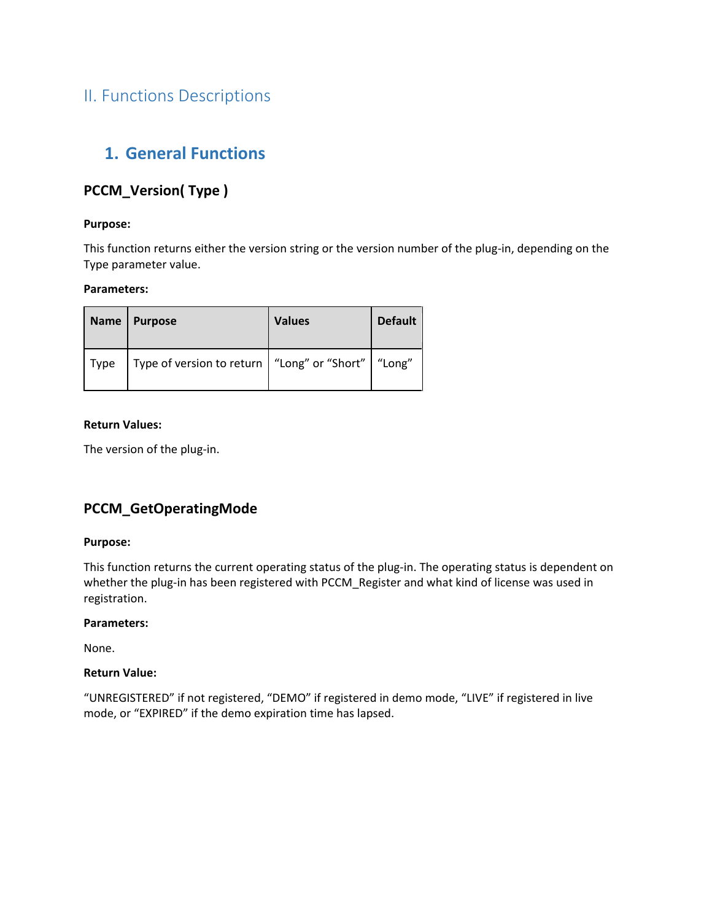# II. Functions Descriptions

## 1. General Functions

### PCCM_Version( Type )

**Purpose:**

This function returns either the version string or the version number of the plug-in, depending on the Type parameter value.

**Parameters:**

| Name | Purpose | Values | Default |
|---|---|---|---|
| Type | Type of version to return | "Long" or "Short" | "Long" |

**Return Values:**

The version of the plug-in.

### PCCM_GetOperatingMode

**Purpose:**

This function returns the current operating status of the plug-in. The operating status is dependent on whether the plug-in has been registered with PCCM_Register and what kind of license was used in registration.

**Parameters:**

None.

**Return Value:**

"UNREGISTERED" if not registered, "DEMO" if registered in demo mode, "LIVE" if registered in live mode, or "EXPIRED" if the demo expiration time has lapsed.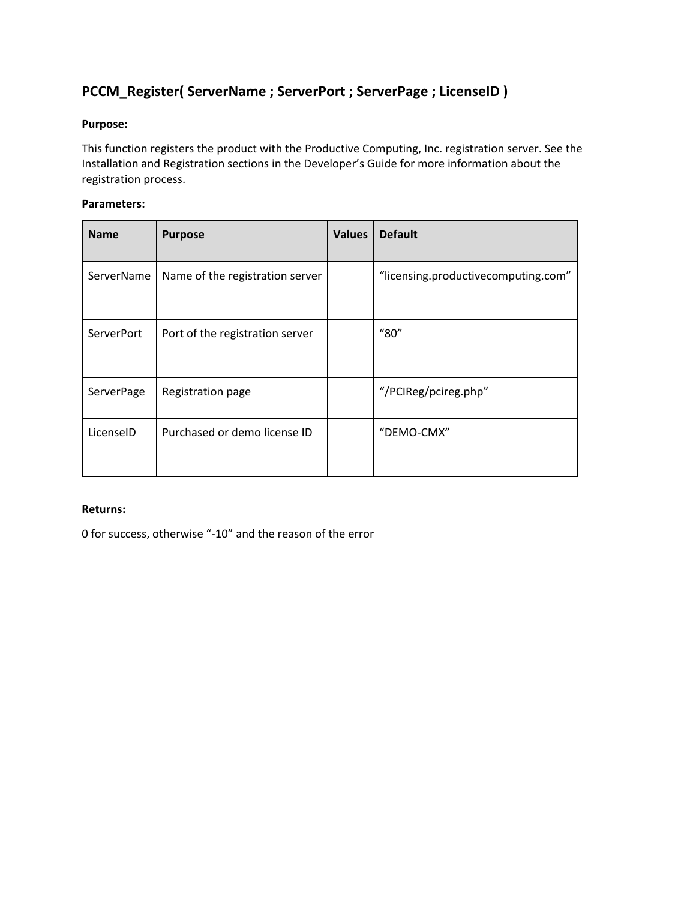## PCCM_Register( ServerName ; ServerPort ; ServerPage ; LicenseID )

**Purpose:**

This function registers the product with the Productive Computing, Inc. registration server. See the Installation and Registration sections in the Developer's Guide for more information about the registration process.

**Parameters:**

| Name | Purpose | Values | Default |
| --- | --- | --- | --- |
| ServerName | Name of the registration server | | "licensing.productivecomputing.com" |
| ServerPort | Port of the registration server | | "80" |
| ServerPage | Registration page | | "/PCIReg/pcireg.php" |
| LicenseID | Purchased or demo license ID | | "DEMO-CMX" |

**Returns:**

0 for success, otherwise "-10" and the reason of the error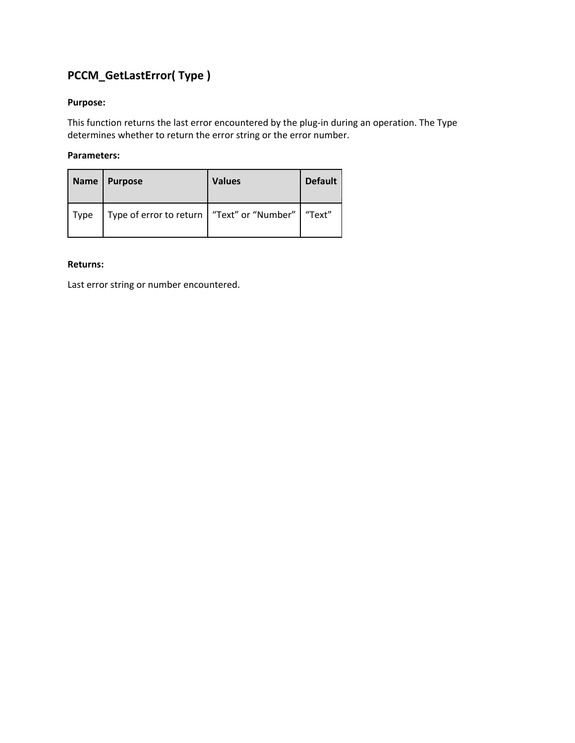## PCCM_GetLastError( Type )

**Purpose:**

This function returns the last error encountered by the plug-in during an operation. The Type determines whether to return the error string or the error number.

**Parameters:**

| Name | Purpose | Values | Default |
|---|---|---|---|
| Type | Type of error to return | "Text" or "Number" | "Text" |

**Returns:**

Last error string or number encountered.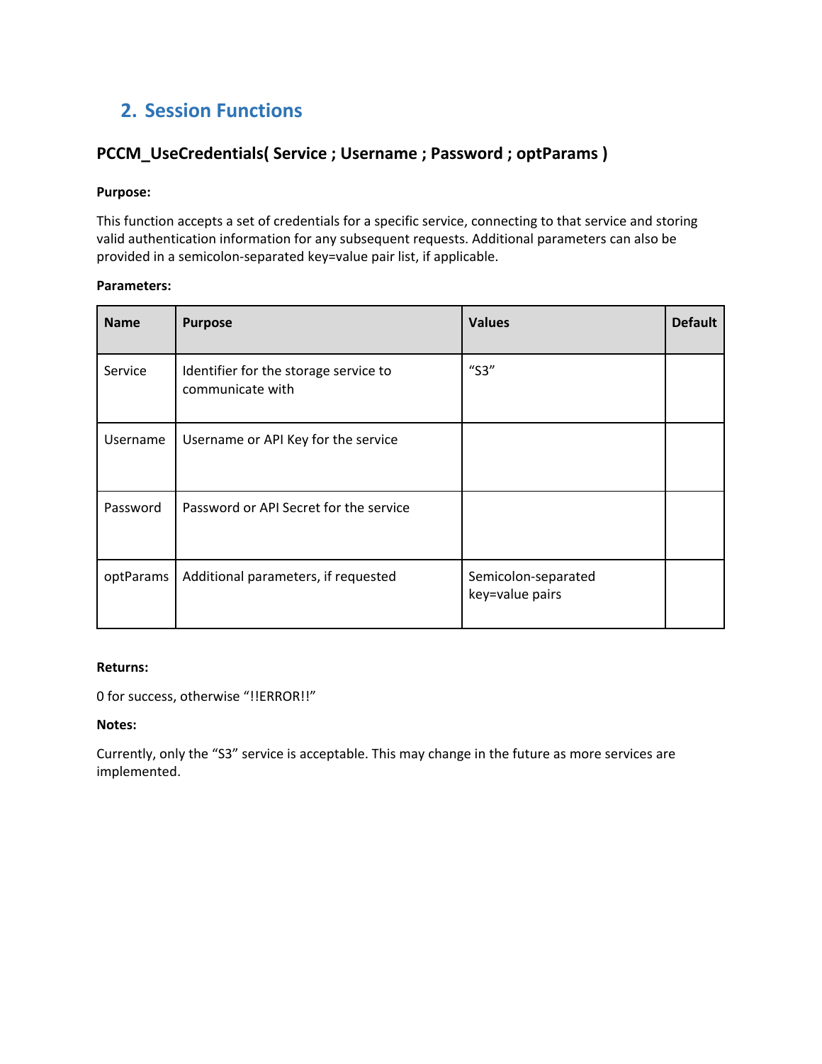## 2. Session Functions

### PCCM_UseCredentials( Service ; Username ; Password ; optParams )

**Purpose:**

This function accepts a set of credentials for a specific service, connecting to that service and storing valid authentication information for any subsequent requests. Additional parameters can also be provided in a semicolon-separated key=value pair list, if applicable.

**Parameters:**

| Name | Purpose | Values | Default |
| --- | --- | --- | --- |
| Service | Identifier for the storage service to communicate with | "S3" | |
| Username | Username or API Key for the service | | |
| Password | Password or API Secret for the service | | |
| optParams | Additional parameters, if requested | Semicolon-separated key=value pairs | |

**Returns:**

0 for success, otherwise "!!ERROR!!"

**Notes:**

Currently, only the "S3" service is acceptable. This may change in the future as more services are implemented.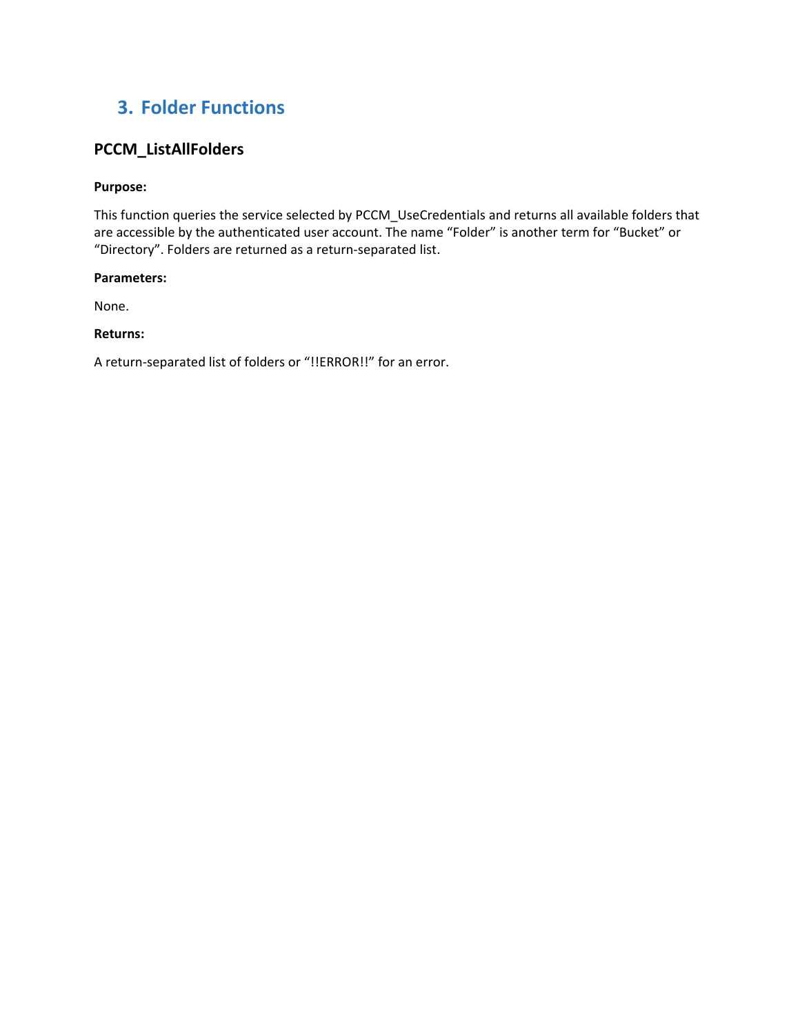## 3. Folder Functions

### PCCM_ListAllFolders

**Purpose:**

This function queries the service selected by PCCM_UseCredentials and returns all available folders that are accessible by the authenticated user account. The name “Folder” is another term for “Bucket” or “Directory”. Folders are returned as a return-separated list.

**Parameters:**

None.

**Returns:**

A return-separated list of folders or “!!ERROR!!” for an error.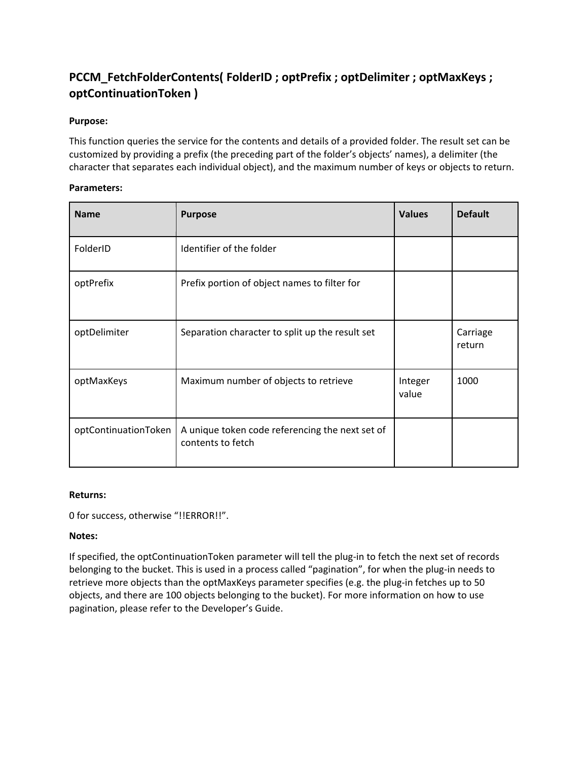## PCCM_FetchFolderContents( FolderID ; optPrefix ; optDelimiter ; optMaxKeys ; optContinuationToken )

**Purpose:**

This function queries the service for the contents and details of a provided folder. The result set can be customized by providing a prefix (the preceding part of the folder's objects' names), a delimiter (the character that separates each individual object), and the maximum number of keys or objects to return.

**Parameters:**

| Name | Purpose | Values | Default |
|---|---|---|---|
| FolderID | Identifier of the folder | | |
| optPrefix | Prefix portion of object names to filter for | | |
| optDelimiter | Separation character to split up the result set | | Carriage return |
| optMaxKeys | Maximum number of objects to retrieve | Integer value | 1000 |
| optContinuationToken | A unique token code referencing the next set of contents to fetch | | |

**Returns:**

0 for success, otherwise "!!ERROR!!".

**Notes:**

If specified, the optContinuationToken parameter will tell the plug-in to fetch the next set of records belonging to the bucket. This is used in a process called "pagination", for when the plug-in needs to retrieve more objects than the optMaxKeys parameter specifies (e.g. the plug-in fetches up to 50 objects, and there are 100 objects belonging to the bucket). For more information on how to use pagination, please refer to the Developer's Guide.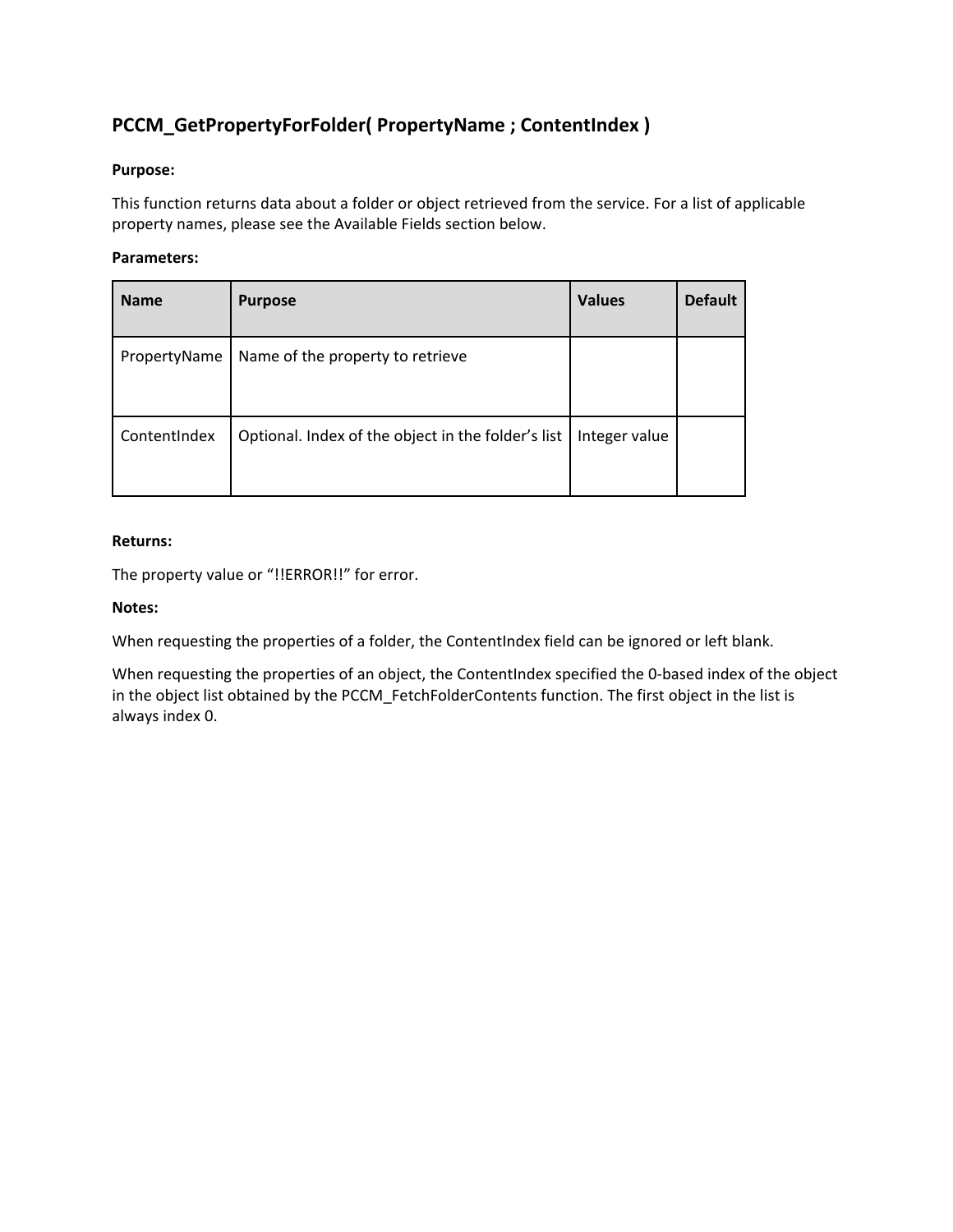## PCCM_GetPropertyForFolder( PropertyName ; ContentIndex )

**Purpose:**

This function returns data about a folder or object retrieved from the service. For a list of applicable property names, please see the Available Fields section below.

**Parameters:**

| Name | Purpose | Values | Default |
|---|---|---|---|
| PropertyName | Name of the property to retrieve | | |
| ContentIndex | Optional. Index of the object in the folder's list | Integer value | |

**Returns:**

The property value or "!!ERROR!!" for error.

**Notes:**

When requesting the properties of a folder, the ContentIndex field can be ignored or left blank.

When requesting the properties of an object, the ContentIndex specified the 0-based index of the object in the object list obtained by the PCCM_FetchFolderContents function. The first object in the list is always index 0.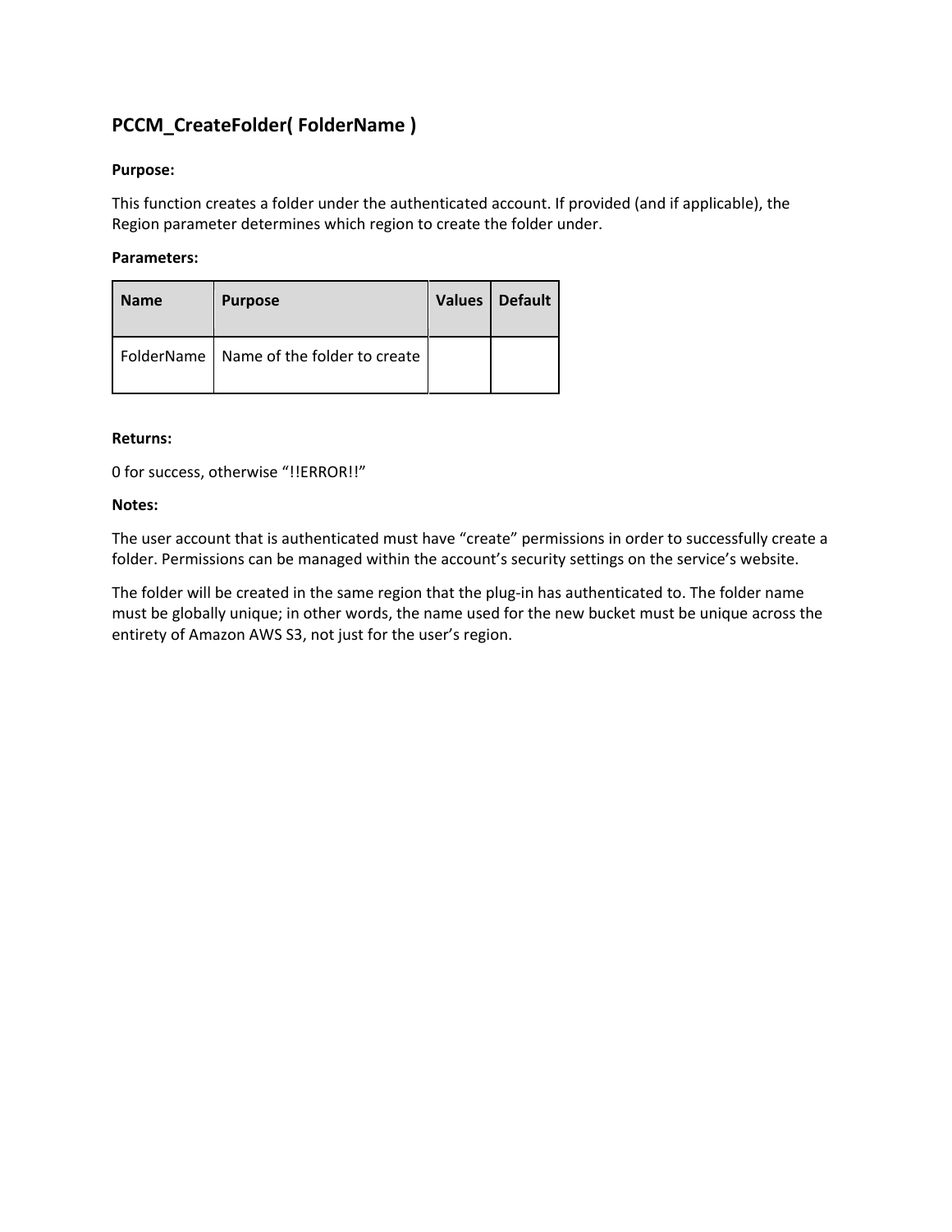## PCCM_CreateFolder( FolderName )

**Purpose:**

This function creates a folder under the authenticated account. If provided (and if applicable), the Region parameter determines which region to create the folder under.

**Parameters:**

| Name | Purpose | Values | Default |
|---|---|---|---|
| FolderName | Name of the folder to create | | |

**Returns:**

0 for success, otherwise "!!ERROR!!"

**Notes:**

The user account that is authenticated must have "create" permissions in order to successfully create a folder. Permissions can be managed within the account's security settings on the service's website.

The folder will be created in the same region that the plug-in has authenticated to. The folder name must be globally unique; in other words, the name used for the new bucket must be unique across the entirety of Amazon AWS S3, not just for the user's region.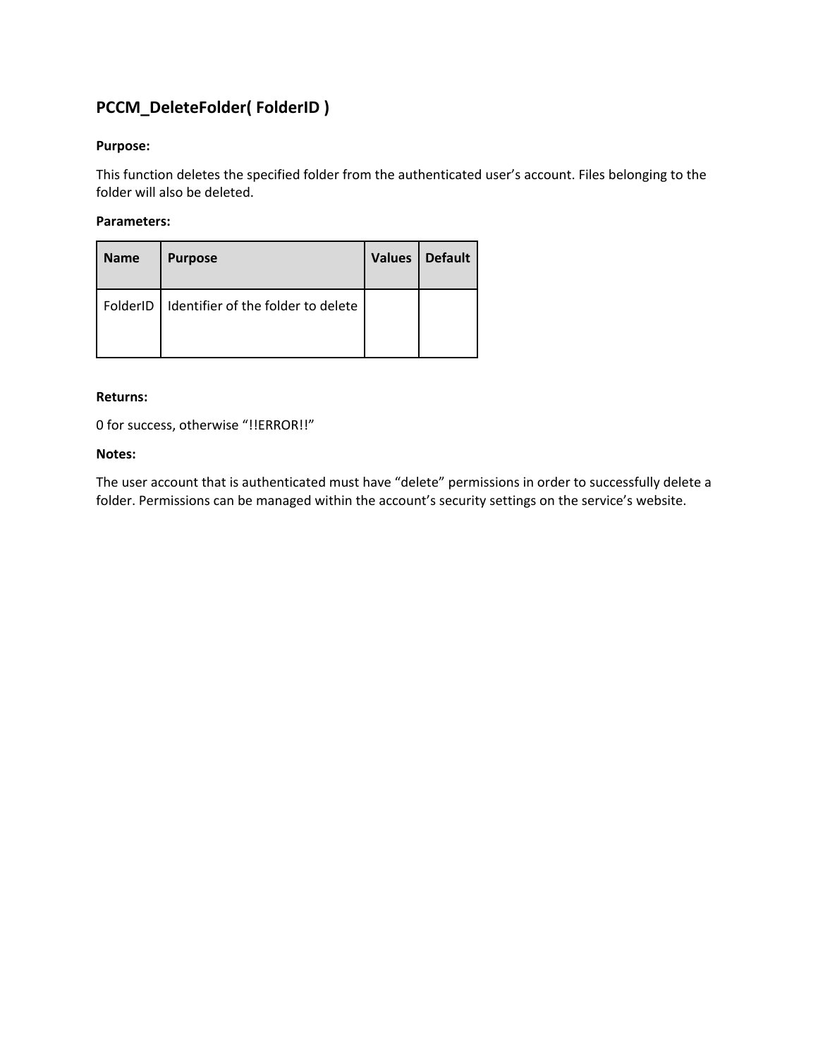## PCCM_DeleteFolder( FolderID )

**Purpose:**

This function deletes the specified folder from the authenticated user's account. Files belonging to the folder will also be deleted.

**Parameters:**

| Name | Purpose | Values | Default |
|---|---|---|---|
| FolderID | Identifier of the folder to delete | | |

**Returns:**

0 for success, otherwise "!!ERROR!!"

**Notes:**

The user account that is authenticated must have "delete" permissions in order to successfully delete a folder. Permissions can be managed within the account's security settings on the service's website.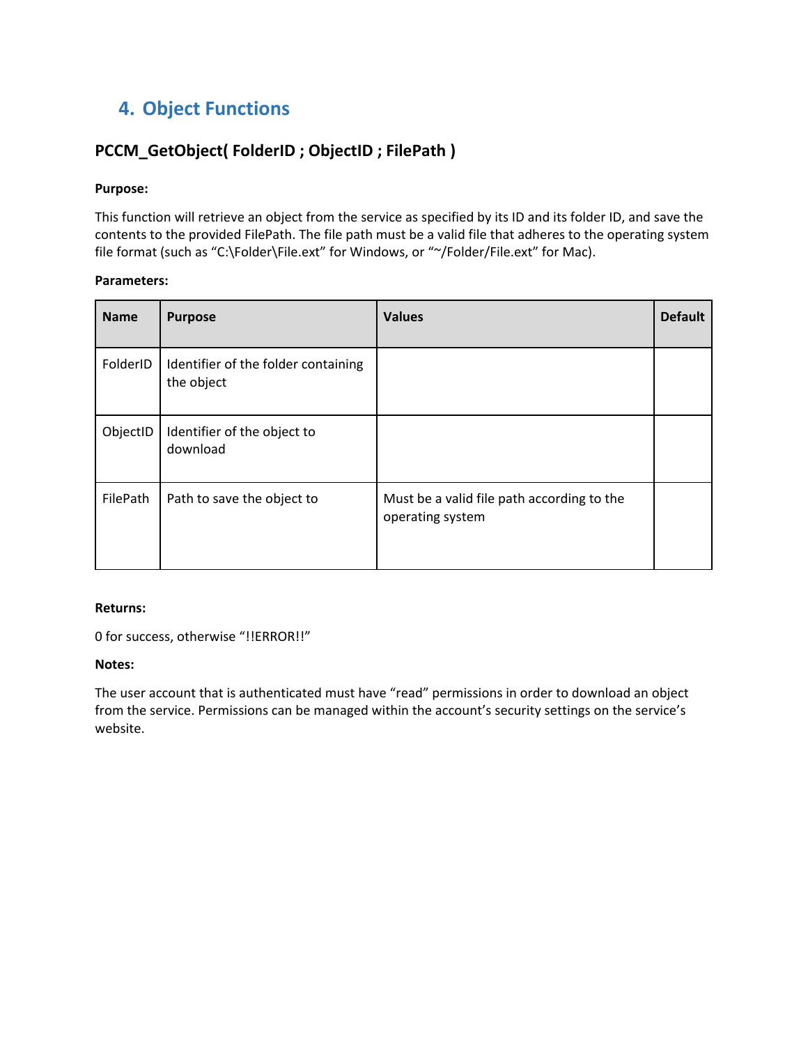# 4. Object Functions

## PCCM_GetObject( FolderID ; ObjectID ; FilePath )

**Purpose:**

This function will retrieve an object from the service as specified by its ID and its folder ID, and save the contents to the provided FilePath. The file path must be a valid file that adheres to the operating system file format (such as "C:\Folder\File.ext" for Windows, or "~/Folder/File.ext" for Mac).

**Parameters:**

| Name | Purpose | Values | Default |
|---|---|---|---|
| FolderID | Identifier of the folder containing the object | | |
| ObjectID | Identifier of the object to download | | |
| FilePath | Path to save the object to | Must be a valid file path according to the operating system | |

**Returns:**

0 for success, otherwise "!!ERROR!!"

**Notes:**

The user account that is authenticated must have "read" permissions in order to download an object from the service. Permissions can be managed within the account's security settings on the service's website.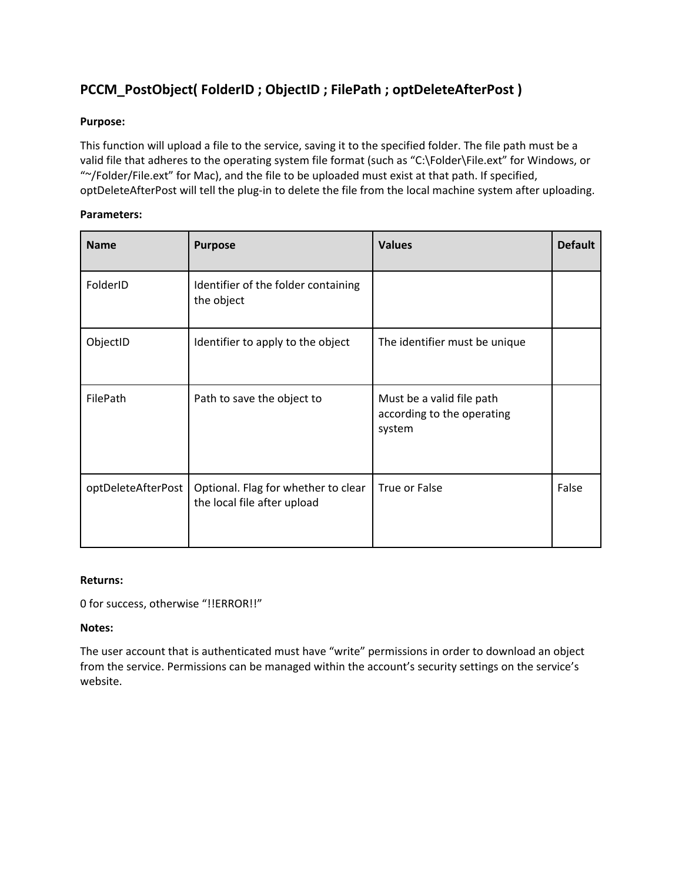## PCCM_PostObject( FolderID ; ObjectID ; FilePath ; optDeleteAfterPost )

**Purpose:**

This function will upload a file to the service, saving it to the specified folder. The file path must be a valid file that adheres to the operating system file format (such as "C:\Folder\File.ext" for Windows, or "~/Folder/File.ext" for Mac), and the file to be uploaded must exist at that path. If specified, optDeleteAfterPost will tell the plug-in to delete the file from the local machine system after uploading.

**Parameters:**

| Name | Purpose | Values | Default |
|---|---|---|---|
| FolderID | Identifier of the folder containing the object | | |
| ObjectID | Identifier to apply to the object | The identifier must be unique | |
| FilePath | Path to save the object to | Must be a valid file path according to the operating system | |
| optDeleteAfterPost | Optional. Flag for whether to clear the local file after upload | True or False | False |

**Returns:**

0 for success, otherwise "!!ERROR!!"

**Notes:**

The user account that is authenticated must have "write" permissions in order to download an object from the service. Permissions can be managed within the account's security settings on the service's website.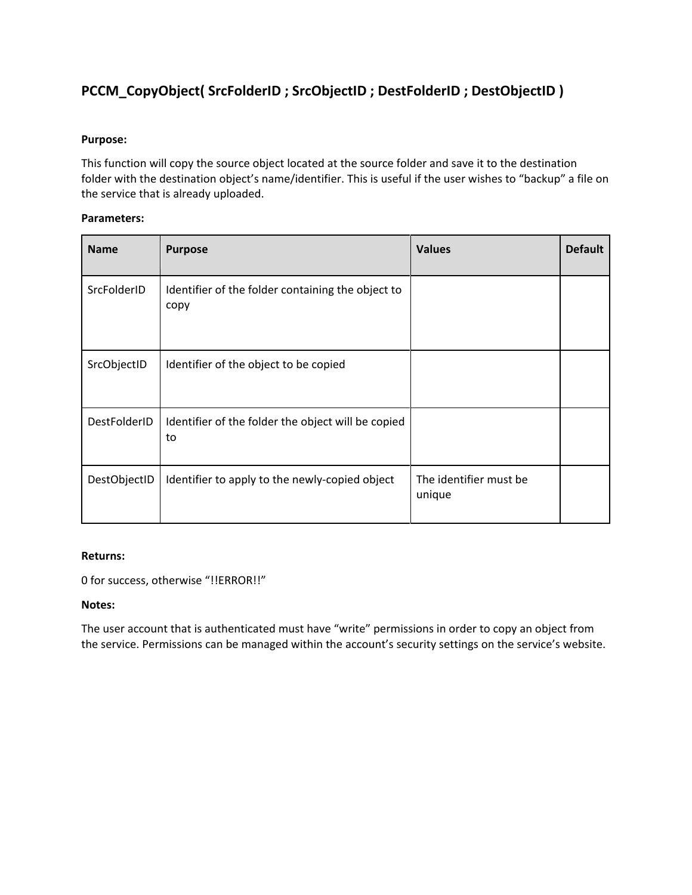## PCCM_CopyObject( SrcFolderID ; SrcObjectID ; DestFolderID ; DestObjectID )

**Purpose:**

This function will copy the source object located at the source folder and save it to the destination folder with the destination object's name/identifier. This is useful if the user wishes to "backup" a file on the service that is already uploaded.

**Parameters:**

| Name | Purpose | Values | Default |
|---|---|---|---|
| SrcFolderID | Identifier of the folder containing the object to copy | | |
| SrcObjectID | Identifier of the object to be copied | | |
| DestFolderID | Identifier of the folder the object will be copied to | | |
| DestObjectID | Identifier to apply to the newly-copied object | The identifier must be unique | |

**Returns:**

0 for success, otherwise "!!ERROR!!"

**Notes:**

The user account that is authenticated must have "write" permissions in order to copy an object from the service. Permissions can be managed within the account's security settings on the service's website.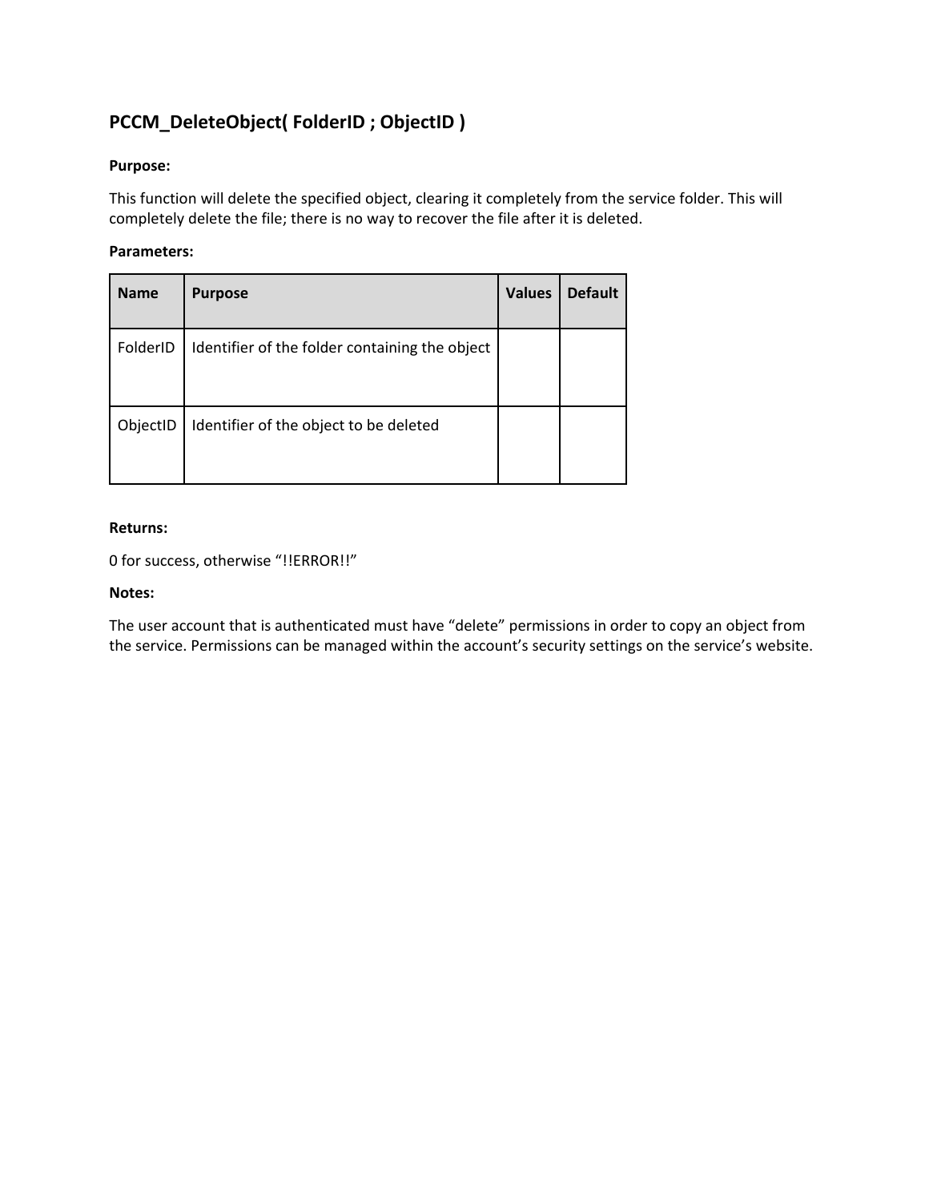## PCCM_DeleteObject( FolderID ; ObjectID )

**Purpose:**

This function will delete the specified object, clearing it completely from the service folder. This will completely delete the file; there is no way to recover the file after it is deleted.

**Parameters:**

| Name | Purpose | Values | Default |
|---|---|---|---|
| FolderID | Identifier of the folder containing the object | | |
| ObjectID | Identifier of the object to be deleted | | |

**Returns:**

0 for success, otherwise "!!ERROR!!"

**Notes:**

The user account that is authenticated must have "delete" permissions in order to copy an object from the service. Permissions can be managed within the account's security settings on the service's website.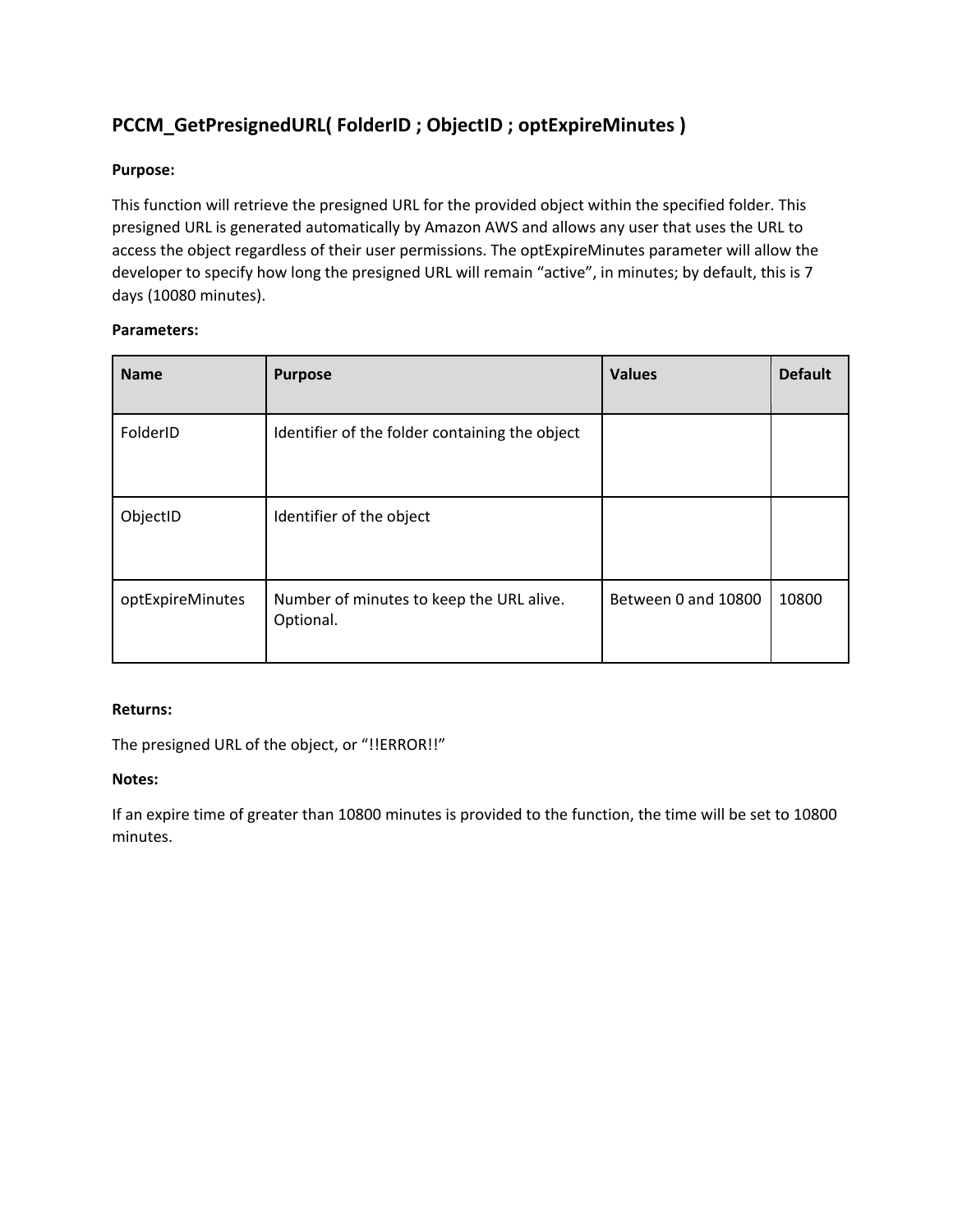## PCCM_GetPresignedURL( FolderID ; ObjectID ; optExpireMinutes )

**Purpose:**

This function will retrieve the presigned URL for the provided object within the specified folder. This presigned URL is generated automatically by Amazon AWS and allows any user that uses the URL to access the object regardless of their user permissions. The optExpireMinutes parameter will allow the developer to specify how long the presigned URL will remain "active", in minutes; by default, this is 7 days (10080 minutes).

**Parameters:**

| Name | Purpose | Values | Default |
|---|---|---|---|
| FolderID | Identifier of the folder containing the object | | |
| ObjectID | Identifier of the object | | |
| optExpireMinutes | Number of minutes to keep the URL alive. Optional. | Between 0 and 10800 | 10800 |

**Returns:**

The presigned URL of the object, or "!!ERROR!!"

**Notes:**

If an expire time of greater than 10800 minutes is provided to the function, the time will be set to 10800 minutes.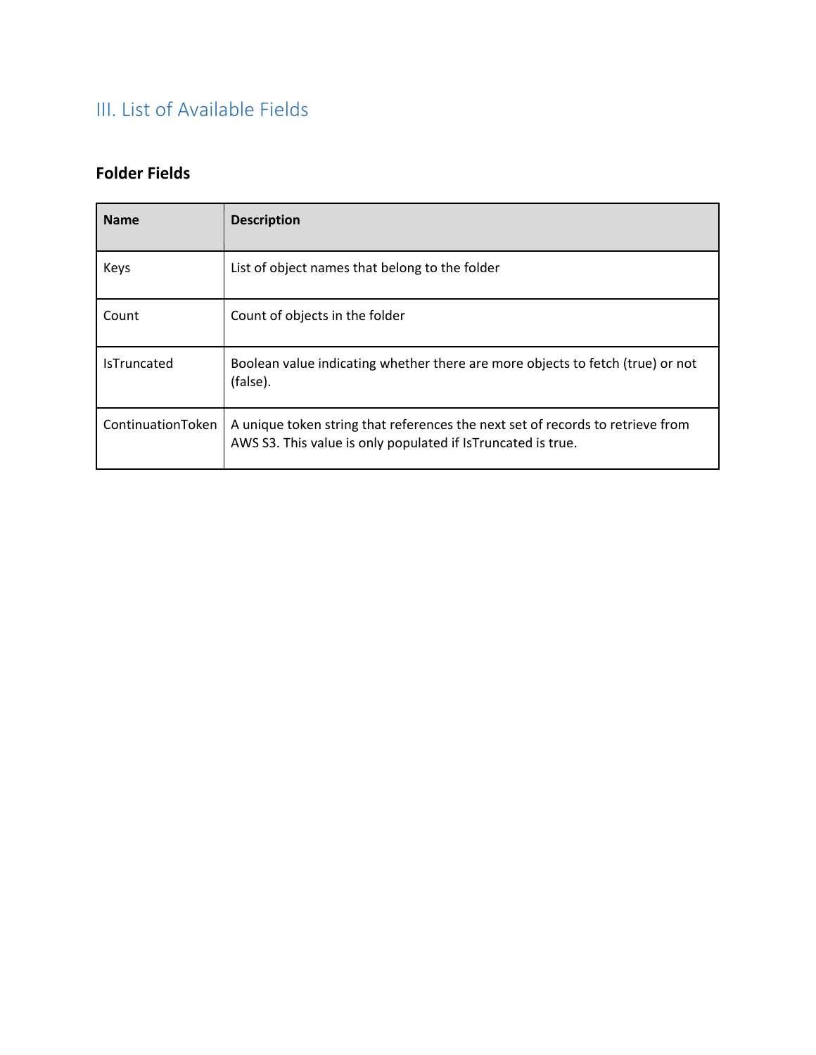## III. List of Available Fields

### Folder Fields

| Name | Description |
| --- | --- |
| Keys | List of object names that belong to the folder |
| Count | Count of objects in the folder |
| IsTruncated | Boolean value indicating whether there are more objects to fetch (true) or not (false). |
| ContinuationToken | A unique token string that references the next set of records to retrieve from AWS S3. This value is only populated if IsTruncated is true. |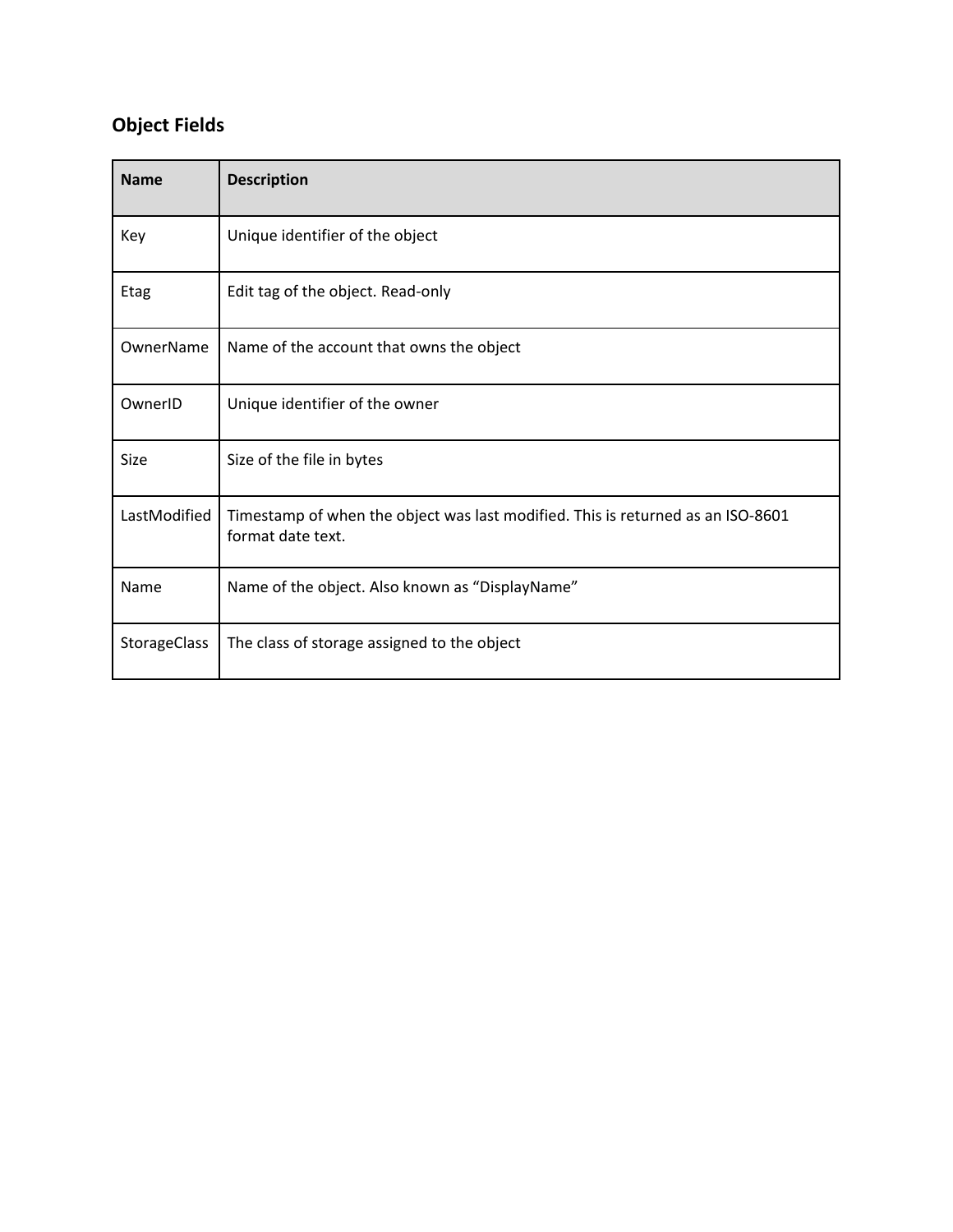### Object Fields

| Name | Description |
| --- | --- |
| Key | Unique identifier of the object |
| Etag | Edit tag of the object. Read-only |
| OwnerName | Name of the account that owns the object |
| OwnerID | Unique identifier of the owner |
| Size | Size of the file in bytes |
| LastModified | Timestamp of when the object was last modified. This is returned as an ISO-8601 format date text. |
| Name | Name of the object. Also known as “DisplayName” |
| StorageClass | The class of storage assigned to the object |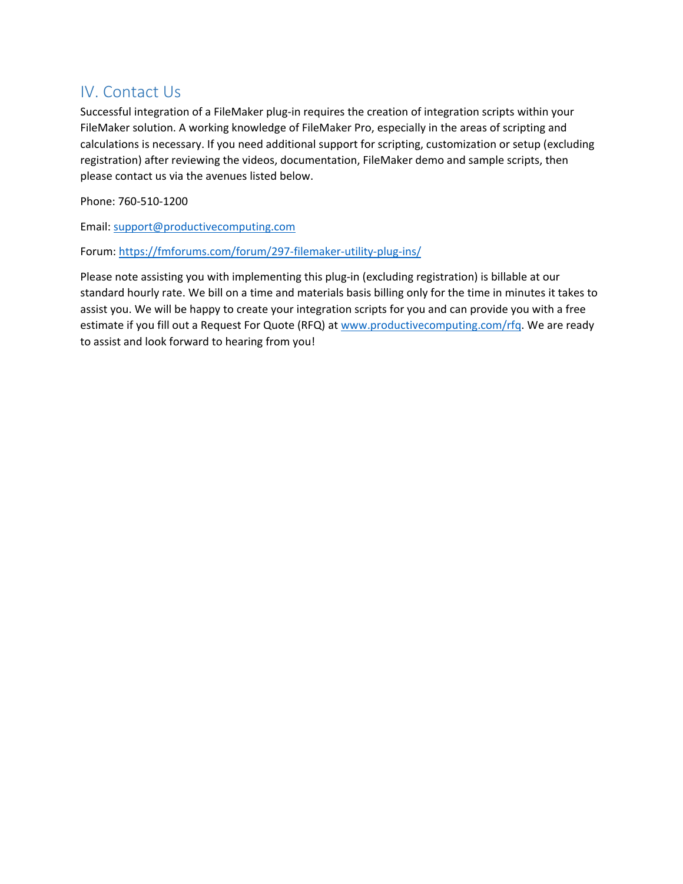## IV. Contact Us

Successful integration of a FileMaker plug-in requires the creation of integration scripts within your FileMaker solution. A working knowledge of FileMaker Pro, especially in the areas of scripting and calculations is necessary. If you need additional support for scripting, customization or setup (excluding registration) after reviewing the videos, documentation, FileMaker demo and sample scripts, then please contact us via the avenues listed below.

Phone: 760-510-1200

Email: support@productivecomputing.com

Forum: https://fmforums.com/forum/297-filemaker-utility-plug-ins/

Please note assisting you with implementing this plug-in (excluding registration) is billable at our standard hourly rate. We bill on a time and materials basis billing only for the time in minutes it takes to assist you. We will be happy to create your integration scripts for you and can provide you with a free estimate if you fill out a Request For Quote (RFQ) at www.productivecomputing.com/rfq. We are ready to assist and look forward to hearing from you!